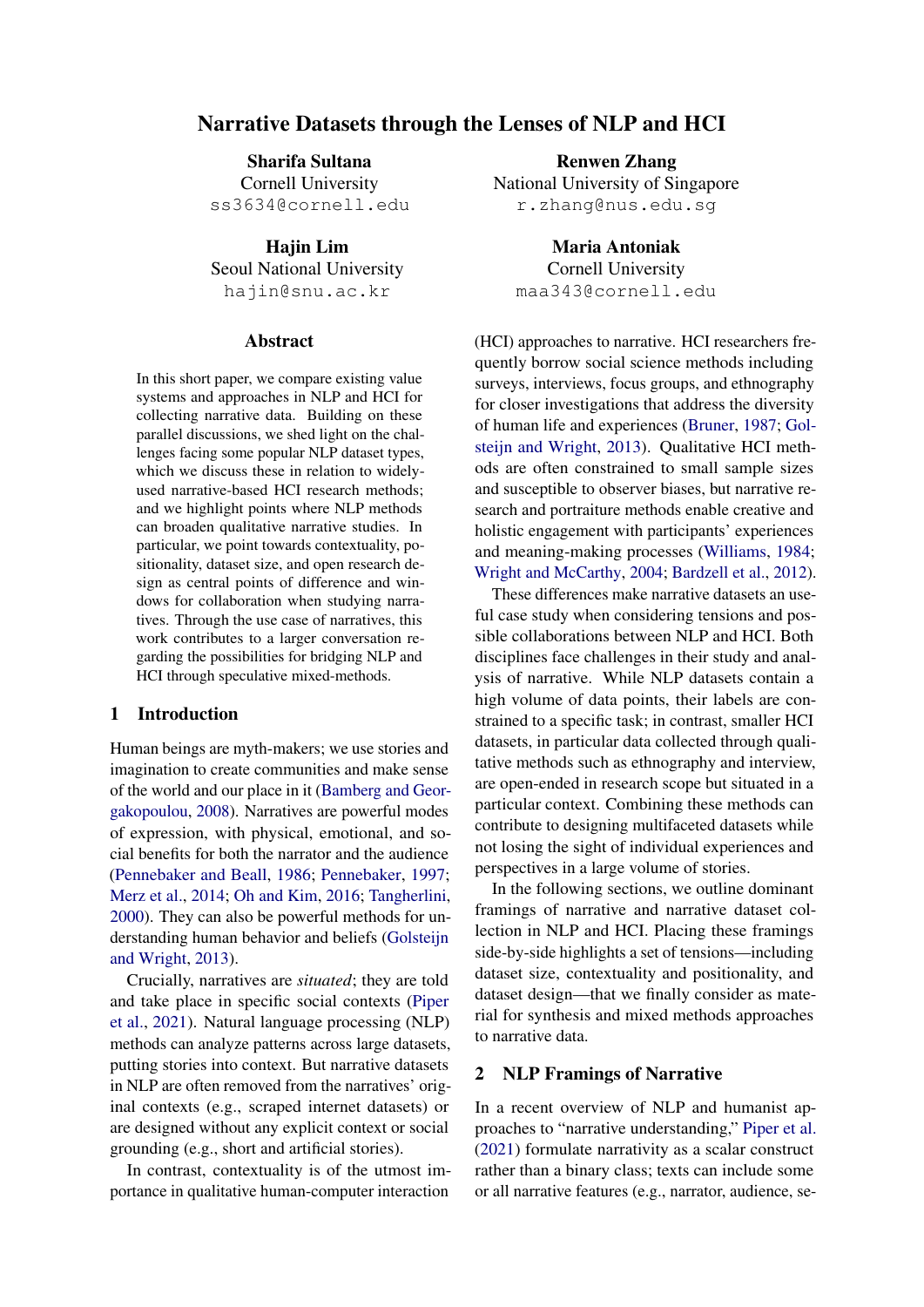# Narrative Datasets through the Lenses of NLP and HCI

**Sharifa Sultana**
Cornell University
ss3634@cornell.edu

**Renwen Zhang**
National University of Singapore
r.zhang@nus.edu.sg

**Hajin Lim**
Seoul National University
hajin@snu.ac.kr

**Maria Antoniak**
Cornell University
maa343@cornell.edu

## Abstract

In this short paper, we compare existing value systems and approaches in NLP and HCI for collecting narrative data. Building on these parallel discussions, we shed light on the challenges facing some popular NLP dataset types, which we discuss these in relation to widely-used narrative-based HCI research methods; and we highlight points where NLP methods can broaden qualitative narrative studies. In particular, we point towards contextuality, positionality, dataset size, and open research design as central points of difference and windows for collaboration when studying narratives. Through the use case of narratives, this work contributes to a larger conversation regarding the possibilities for bridging NLP and HCI through speculative mixed-methods.

## 1 Introduction

Human beings are myth-makers; we use stories and imagination to create communities and make sense of the world and our place in it (Bamberg and Georgakopoulou, 2008). Narratives are powerful modes of expression, with physical, emotional, and social benefits for both the narrator and the audience (Pennebaker and Beall, 1986; Pennebaker, 1997; Merz et al., 2014; Oh and Kim, 2016; Tangherlini, 2000). They can also be powerful methods for understanding human behavior and beliefs (Golsteijn and Wright, 2013).

Crucially, narratives are *situated*; they are told and take place in specific social contexts (Piper et al., 2021). Natural language processing (NLP) methods can analyze patterns across large datasets, putting stories into context. But narrative datasets in NLP are often removed from the narratives' original contexts (e.g., scraped internet datasets) or are designed without any explicit context or social grounding (e.g., short and artificial stories).

In contrast, contextuality is of the utmost importance in qualitative human-computer interaction (HCI) approaches to narrative. HCI researchers frequently borrow social science methods including surveys, interviews, focus groups, and ethnography for closer investigations that address the diversity of human life and experiences (Bruner, 1987; Golsteijn and Wright, 2013). Qualitative HCI methods are often constrained to small sample sizes and susceptible to observer biases, but narrative research and portraiture methods enable creative and holistic engagement with participants' experiences and meaning-making processes (Williams, 1984; Wright and McCarthy, 2004; Bardzell et al., 2012).

These differences make narrative datasets an useful case study when considering tensions and possible collaborations between NLP and HCI. Both disciplines face challenges in their study and analysis of narrative. While NLP datasets contain a high volume of data points, their labels are constrained to a specific task; in contrast, smaller HCI datasets, in particular data collected through qualitative methods such as ethnography and interview, are open-ended in research scope but situated in a particular context. Combining these methods can contribute to designing multifaceted datasets while not losing the sight of individual experiences and perspectives in a large volume of stories.

In the following sections, we outline dominant framings of narrative and narrative dataset collection in NLP and HCI. Placing these framings side-by-side highlights a set of tensions—including dataset size, contextuality and positionality, and dataset design—that we finally consider as material for synthesis and mixed methods approaches to narrative data.

## 2 NLP Framings of Narrative

In a recent overview of NLP and humanist approaches to "narrative understanding," Piper et al. (2021) formulate narrativity as a scalar construct rather than a binary class; texts can include some or all narrative features (e.g., narrator, audience, se-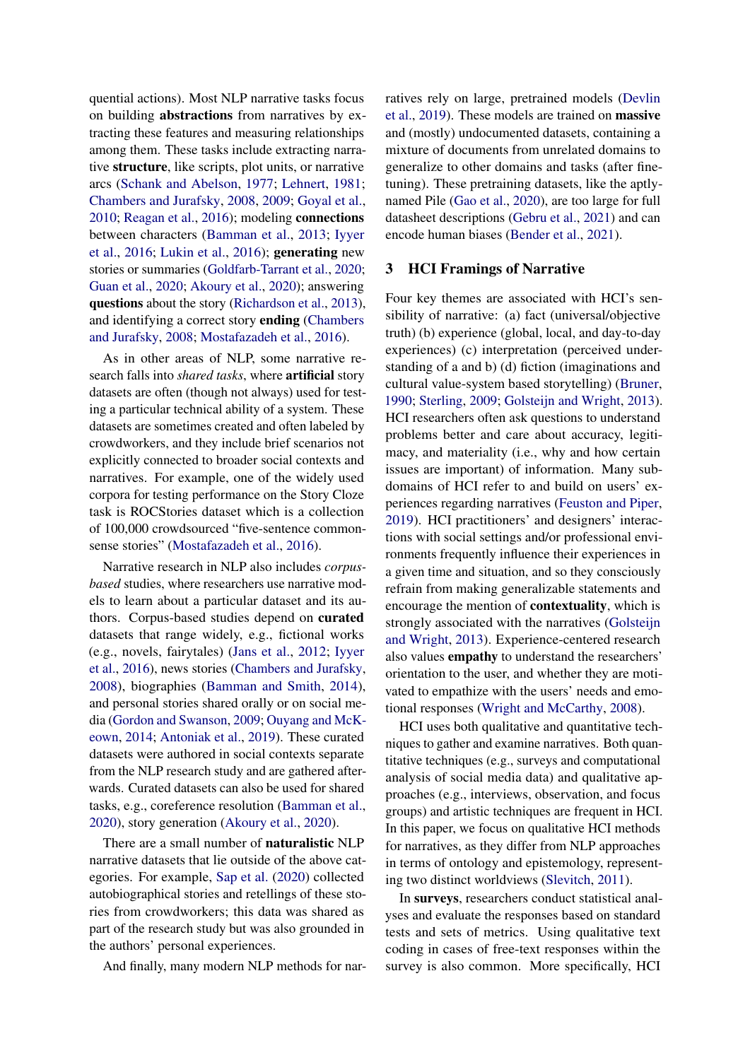quential actions). Most NLP narrative tasks focus on building **abstractions** from narratives by extracting these features and measuring relationships among them. These tasks include extracting narrative **structure**, like scripts, plot units, or narrative arcs (Schank and Abelson, 1977; Lehnert, 1981; Chambers and Jurafsky, 2008, 2009; Goyal et al., 2010; Reagan et al., 2016); modeling **connections** between characters (Bamman et al., 2013; Iyyer et al., 2016; Lukin et al., 2016); **generating** new stories or summaries (Goldfarb-Tarrant et al., 2020; Guan et al., 2020; Akoury et al., 2020); answering **questions** about the story (Richardson et al., 2013), and identifying a correct story **ending** (Chambers and Jurafsky, 2008; Mostafazadeh et al., 2016).

As in other areas of NLP, some narrative research falls into *shared tasks*, where **artificial** story datasets are often (though not always) used for testing a particular technical ability of a system. These datasets are sometimes created and often labeled by crowdworkers, and they include brief scenarios not explicitly connected to broader social contexts and narratives. For example, one of the widely used corpora for testing performance on the Story Cloze task is ROCStories dataset which is a collection of 100,000 crowdsourced "five-sentence commonsense stories" (Mostafazadeh et al., 2016).

Narrative research in NLP also includes *corpus-based* studies, where researchers use narrative models to learn about a particular dataset and its authors. Corpus-based studies depend on **curated** datasets that range widely, e.g., fictional works (e.g., novels, fairytales) (Jans et al., 2012; Iyyer et al., 2016), news stories (Chambers and Jurafsky, 2008), biographies (Bamman and Smith, 2014), and personal stories shared orally or on social media (Gordon and Swanson, 2009; Ouyang and McKeown, 2014; Antoniak et al., 2019). These curated datasets were authored in social contexts separate from the NLP research study and are gathered afterwards. Curated datasets can also be used for shared tasks, e.g., coreference resolution (Bamman et al., 2020), story generation (Akoury et al., 2020).

There are a small number of **naturalistic** NLP narrative datasets that lie outside of the above categories. For example, Sap et al. (2020) collected autobiographical stories and retellings of these stories from crowdworkers; this data was shared as part of the research study but was also grounded in the authors' personal experiences.

And finally, many modern NLP methods for narratives rely on large, pretrained models (Devlin et al., 2019). These models are trained on **massive** and (mostly) undocumented datasets, containing a mixture of documents from unrelated domains to generalize to other domains and tasks (after fine-tuning). These pretraining datasets, like the aptly-named Pile (Gao et al., 2020), are too large for full datasheet descriptions (Gebru et al., 2021) and can encode human biases (Bender et al., 2021).

## 3 HCI Framings of Narrative

Four key themes are associated with HCI's sensibility of narrative: (a) fact (universal/objective truth) (b) experience (global, local, and day-to-day experiences) (c) interpretation (perceived understanding of a and b) (d) fiction (imaginations and cultural value-system based storytelling) (Bruner, 1990; Sterling, 2009; Golsteijn and Wright, 2013). HCI researchers often ask questions to understand problems better and care about accuracy, legitimacy, and materiality (i.e., why and how certain issues are important) of information. Many subdomains of HCI refer to and build on users' experiences regarding narratives (Feuston and Piper, 2019). HCI practitioners' and designers' interactions with social settings and/or professional environments frequently influence their experiences in a given time and situation, and so they consciously refrain from making generalizable statements and encourage the mention of **contextuality**, which is strongly associated with the narratives (Golsteijn and Wright, 2013). Experience-centered research also values **empathy** to understand the researchers' orientation to the user, and whether they are motivated to empathize with the users' needs and emotional responses (Wright and McCarthy, 2008).

HCI uses both qualitative and quantitative techniques to gather and examine narratives. Both quantitative techniques (e.g., surveys and computational analysis of social media data) and qualitative approaches (e.g., interviews, observation, and focus groups) and artistic techniques are frequent in HCI. In this paper, we focus on qualitative HCI methods for narratives, as they differ from NLP approaches in terms of ontology and epistemology, representing two distinct worldviews (Slevitch, 2011).

In **surveys**, researchers conduct statistical analyses and evaluate the responses based on standard tests and sets of metrics. Using qualitative text coding in cases of free-text responses within the survey is also common. More specifically, HCI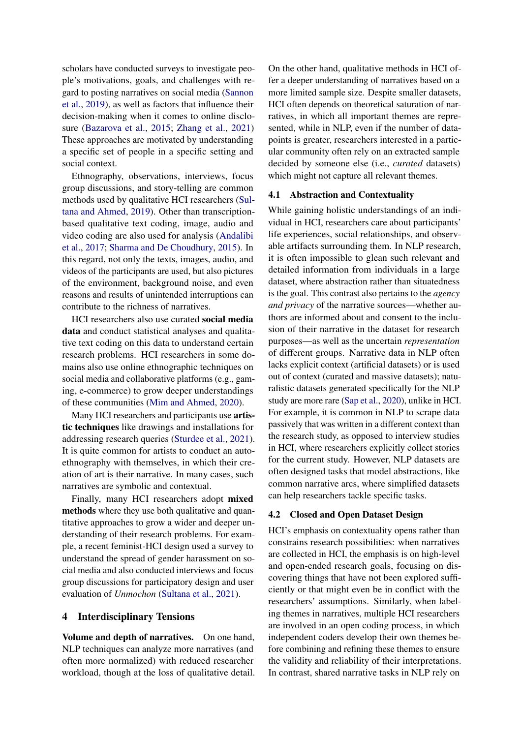scholars have conducted surveys to investigate people's motivations, goals, and challenges with regard to posting narratives on social media (Sannon et al., 2019), as well as factors that influence their decision-making when it comes to online disclosure (Bazarova et al., 2015; Zhang et al., 2021) These approaches are motivated by understanding a specific set of people in a specific setting and social context.

Ethnography, observations, interviews, focus group discussions, and story-telling are common methods used by qualitative HCI researchers (Sultana and Ahmed, 2019). Other than transcription-based qualitative text coding, image, audio and video coding are also used for analysis (Andalibi et al., 2017; Sharma and De Choudhury, 2015). In this regard, not only the texts, images, audio, and videos of the participants are used, but also pictures of the environment, background noise, and even reasons and results of unintended interruptions can contribute to the richness of narratives.

HCI researchers also use curated **social media data** and conduct statistical analyses and qualitative text coding on this data to understand certain research problems. HCI researchers in some domains also use online ethnographic techniques on social media and collaborative platforms (e.g., gaming, e-commerce) to grow deeper understandings of these communities (Mim and Ahmed, 2020).

Many HCI researchers and participants use **artistic techniques** like drawings and installations for addressing research queries (Sturdee et al., 2021). It is quite common for artists to conduct an auto-ethnography with themselves, in which their creation of art is their narrative. In many cases, such narratives are symbolic and contextual.

Finally, many HCI researchers adopt **mixed methods** where they use both qualitative and quantitative approaches to grow a wider and deeper understanding of their research problems. For example, a recent feminist-HCI design used a survey to understand the spread of gender harassment on social media and also conducted interviews and focus group discussions for participatory design and user evaluation of *Unmochon* (Sultana et al., 2021).

## 4 Interdisciplinary Tensions

**Volume and depth of narratives.** On one hand, NLP techniques can analyze more narratives (and often more normalized) with reduced researcher workload, though at the loss of qualitative detail. On the other hand, qualitative methods in HCI offer a deeper understanding of narratives based on a more limited sample size. Despite smaller datasets, HCI often depends on theoretical saturation of narratives, in which all important themes are represented, while in NLP, even if the number of datapoints is greater, researchers interested in a particular community often rely on an extracted sample decided by someone else (i.e., *curated* datasets) which might not capture all relevant themes.

### 4.1 Abstraction and Contextuality

While gaining holistic understandings of an individual in HCI, researchers care about participants' life experiences, social relationships, and observable artifacts surrounding them. In NLP research, it is often impossible to glean such relevant and detailed information from individuals in a large dataset, where abstraction rather than situatedness is the goal. This contrast also pertains to the *agency and privacy* of the narrative sources—whether authors are informed about and consent to the inclusion of their narrative in the dataset for research purposes—as well as the uncertain *representation* of different groups. Narrative data in NLP often lacks explicit context (artificial datasets) or is used out of context (curated and massive datasets); naturalistic datasets generated specifically for the NLP study are more rare (Sap et al., 2020), unlike in HCI. For example, it is common in NLP to scrape data passively that was written in a different context than the research study, as opposed to interview studies in HCI, where researchers explicitly collect stories for the current study. However, NLP datasets are often designed tasks that model abstractions, like common narrative arcs, where simplified datasets can help researchers tackle specific tasks.

### 4.2 Closed and Open Dataset Design

HCI's emphasis on contextuality opens rather than constrains research possibilities: when narratives are collected in HCI, the emphasis is on high-level and open-ended research goals, focusing on discovering things that have not been explored sufficiently or that might even be in conflict with the researchers' assumptions. Similarly, when labeling themes in narratives, multiple HCI researchers are involved in an open coding process, in which independent coders develop their own themes before combining and refining these themes to ensure the validity and reliability of their interpretations. In contrast, shared narrative tasks in NLP rely on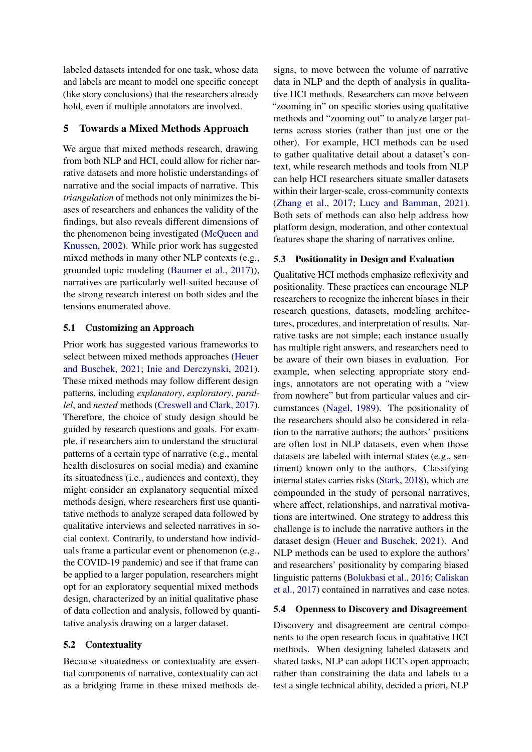labeled datasets intended for one task, whose data and labels are meant to model one specific concept (like story conclusions) that the researchers already hold, even if multiple annotators are involved.

## 5 Towards a Mixed Methods Approach

We argue that mixed methods research, drawing from both NLP and HCI, could allow for richer narrative datasets and more holistic understandings of narrative and the social impacts of narrative. This *triangulation* of methods not only minimizes the biases of researchers and enhances the validity of the findings, but also reveals different dimensions of the phenomenon being investigated (McQueen and Knussen, 2002). While prior work has suggested mixed methods in many other NLP contexts (e.g., grounded topic modeling (Baumer et al., 2017)), narratives are particularly well-suited because of the strong research interest on both sides and the tensions enumerated above.

### 5.1 Customizing an Approach

Prior work has suggested various frameworks to select between mixed methods approaches (Heuer and Buschek, 2021; Inie and Derczynski, 2021). These mixed methods may follow different design patterns, including *explanatory*, *exploratory*, *parallel*, and *nested* methods (Creswell and Clark, 2017). Therefore, the choice of study design should be guided by research questions and goals. For example, if researchers aim to understand the structural patterns of a certain type of narrative (e.g., mental health disclosures on social media) and examine its situatedness (i.e., audiences and context), they might consider an explanatory sequential mixed methods design, where researchers first use quantitative methods to analyze scraped data followed by qualitative interviews and selected narratives in social context. Contrarily, to understand how individuals frame a particular event or phenomenon (e.g., the COVID-19 pandemic) and see if that frame can be applied to a larger population, researchers might opt for an exploratory sequential mixed methods design, characterized by an initial qualitative phase of data collection and analysis, followed by quantitative analysis drawing on a larger dataset.

### 5.2 Contextuality

Because situatedness or contextuality are essential components of narrative, contextuality can act as a bridging frame in these mixed methods designs, to move between the volume of narrative data in NLP and the depth of analysis in qualitative HCI methods. Researchers can move between "zooming in" on specific stories using qualitative methods and "zooming out" to analyze larger patterns across stories (rather than just one or the other). For example, HCI methods can be used to gather qualitative detail about a dataset's context, while research methods and tools from NLP can help HCI researchers situate smaller datasets within their larger-scale, cross-community contexts (Zhang et al., 2017; Lucy and Bamman, 2021). Both sets of methods can also help address how platform design, moderation, and other contextual features shape the sharing of narratives online.

### 5.3 Positionality in Design and Evaluation

Qualitative HCI methods emphasize reflexivity and positionality. These practices can encourage NLP researchers to recognize the inherent biases in their research questions, datasets, modeling architectures, procedures, and interpretation of results. Narrative tasks are not simple; each instance usually has multiple right answers, and researchers need to be aware of their own biases in evaluation. For example, when selecting appropriate story endings, annotators are not operating with a "view from nowhere" but from particular values and circumstances (Nagel, 1989). The positionality of the researchers should also be considered in relation to the narrative authors; the authors' positions are often lost in NLP datasets, even when those datasets are labeled with internal states (e.g., sentiment) known only to the authors. Classifying internal states carries risks (Stark, 2018), which are compounded in the study of personal narratives, where affect, relationships, and narratival motivations are intertwined. One strategy to address this challenge is to include the narrative authors in the dataset design (Heuer and Buschek, 2021). And NLP methods can be used to explore the authors' and researchers' positionality by comparing biased linguistic patterns (Bolukbasi et al., 2016; Caliskan et al., 2017) contained in narratives and case notes.

### 5.4 Openness to Discovery and Disagreement

Discovery and disagreement are central components to the open research focus in qualitative HCI methods. When designing labeled datasets and shared tasks, NLP can adopt HCI's open approach; rather than constraining the data and labels to a test a single technical ability, decided a priori, NLP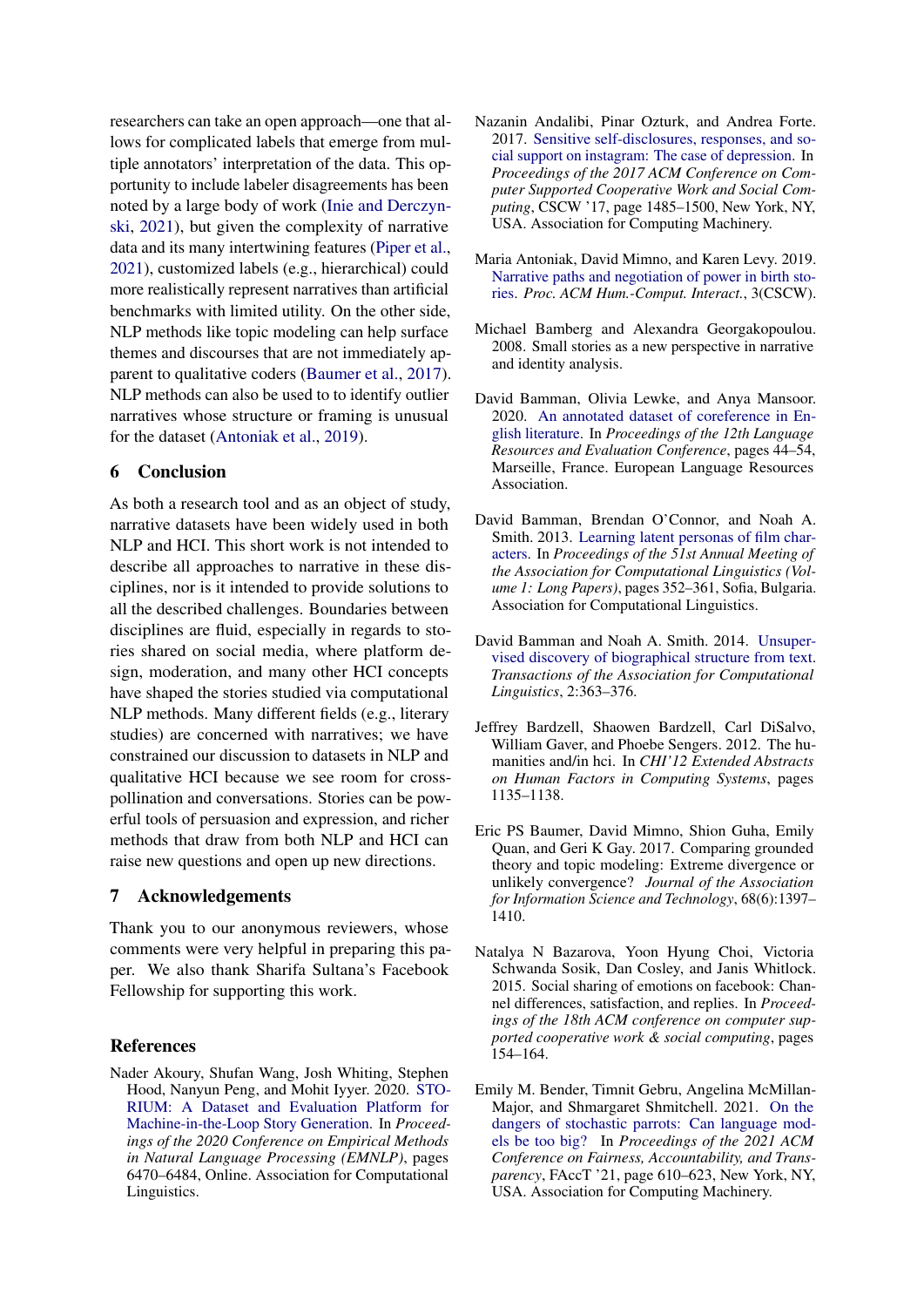researchers can take an open approach—one that allows for complicated labels that emerge from multiple annotators' interpretation of the data. This opportunity to include labeler disagreements has been noted by a large body of work (Inie and Derczynski, 2021), but given the complexity of narrative data and its many intertwining features (Piper et al., 2021), customized labels (e.g., hierarchical) could more realistically represent narratives than artificial benchmarks with limited utility. On the other side, NLP methods like topic modeling can help surface themes and discourses that are not immediately apparent to qualitative coders (Baumer et al., 2017). NLP methods can also be used to to identify outlier narratives whose structure or framing is unusual for the dataset (Antoniak et al., 2019).

## 6 Conclusion

As both a research tool and as an object of study, narrative datasets have been widely used in both NLP and HCI. This short work is not intended to describe all approaches to narrative in these disciplines, nor is it intended to provide solutions to all the described challenges. Boundaries between disciplines are fluid, especially in regards to stories shared on social media, where platform design, moderation, and many other HCI concepts have shaped the stories studied via computational NLP methods. Many different fields (e.g., literary studies) are concerned with narratives; we have constrained our discussion to datasets in NLP and qualitative HCI because we see room for cross-pollination and conversations. Stories can be powerful tools of persuasion and expression, and richer methods that draw from both NLP and HCI can raise new questions and open up new directions.

## 7 Acknowledgements

Thank you to our anonymous reviewers, whose comments were very helpful in preparing this paper. We also thank Sharifa Sultana's Facebook Fellowship for supporting this work.

## References

Nader Akoury, Shufan Wang, Josh Whiting, Stephen Hood, Nanyun Peng, and Mohit Iyyer. 2020. STORIUM: A Dataset and Evaluation Platform for Machine-in-the-Loop Story Generation. In *Proceedings of the 2020 Conference on Empirical Methods in Natural Language Processing (EMNLP)*, pages 6470–6484, Online. Association for Computational Linguistics.

Nazanin Andalibi, Pinar Ozturk, and Andrea Forte. 2017. Sensitive self-disclosures, responses, and social support on instagram: The case of depression. In *Proceedings of the 2017 ACM Conference on Computer Supported Cooperative Work and Social Computing*, CSCW '17, page 1485–1500, New York, NY, USA. Association for Computing Machinery.

Maria Antoniak, David Mimno, and Karen Levy. 2019. Narrative paths and negotiation of power in birth stories. *Proc. ACM Hum.-Comput. Interact.*, 3(CSCW).

Michael Bamberg and Alexandra Georgakopoulou. 2008. Small stories as a new perspective in narrative and identity analysis.

David Bamman, Olivia Lewke, and Anya Mansoor. 2020. An annotated dataset of coreference in English literature. In *Proceedings of the 12th Language Resources and Evaluation Conference*, pages 44–54, Marseille, France. European Language Resources Association.

David Bamman, Brendan O'Connor, and Noah A. Smith. 2013. Learning latent personas of film characters. In *Proceedings of the 51st Annual Meeting of the Association for Computational Linguistics (Volume 1: Long Papers)*, pages 352–361, Sofia, Bulgaria. Association for Computational Linguistics.

David Bamman and Noah A. Smith. 2014. Unsupervised discovery of biographical structure from text. *Transactions of the Association for Computational Linguistics*, 2:363–376.

Jeffrey Bardzell, Shaowen Bardzell, Carl DiSalvo, William Gaver, and Phoebe Sengers. 2012. The humanities and/in hci. In *CHI'12 Extended Abstracts on Human Factors in Computing Systems*, pages 1135–1138.

Eric PS Baumer, David Mimno, Shion Guha, Emily Quan, and Geri K Gay. 2017. Comparing grounded theory and topic modeling: Extreme divergence or unlikely convergence? *Journal of the Association for Information Science and Technology*, 68(6):1397–1410.

Natalya N Bazarova, Yoon Hyung Choi, Victoria Schwanda Sosik, Dan Cosley, and Janis Whitlock. 2015. Social sharing of emotions on facebook: Channel differences, satisfaction, and replies. In *Proceedings of the 18th ACM conference on computer supported cooperative work & social computing*, pages 154–164.

Emily M. Bender, Timnit Gebru, Angelina McMillan-Major, and Shmargaret Shmitchell. 2021. On the dangers of stochastic parrots: Can language models be too big? In *Proceedings of the 2021 ACM Conference on Fairness, Accountability, and Transparency*, FAccT '21, page 610–623, New York, NY, USA. Association for Computing Machinery.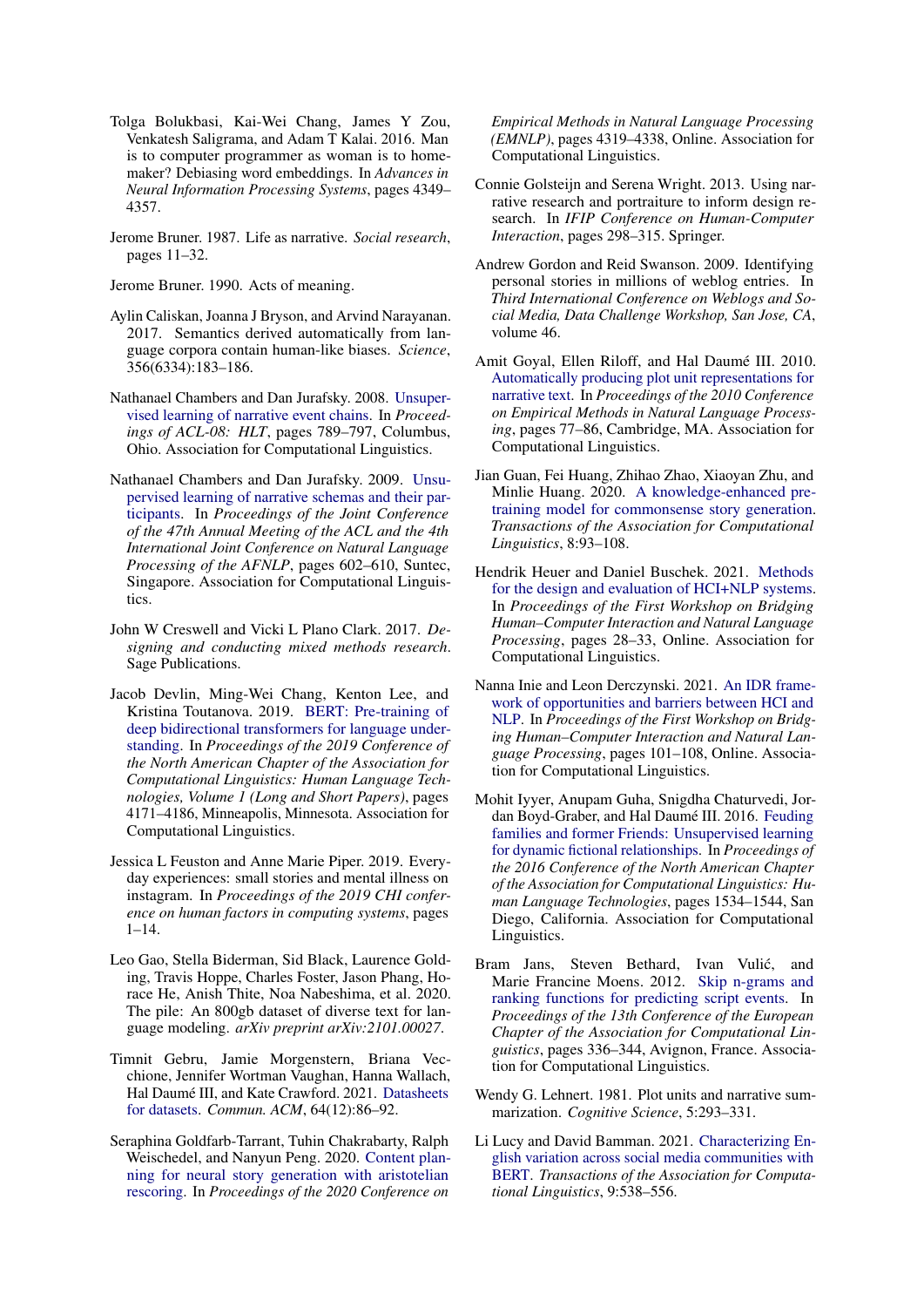Tolga Bolukbasi, Kai-Wei Chang, James Y Zou, Venkatesh Saligrama, and Adam T Kalai. 2016. Man is to computer programmer as woman is to homemaker? Debiasing word embeddings. In *Advances in Neural Information Processing Systems*, pages 4349–4357.

Jerome Bruner. 1987. Life as narrative. *Social research*, pages 11–32.

Jerome Bruner. 1990. Acts of meaning.

Aylin Caliskan, Joanna J Bryson, and Arvind Narayanan. 2017. Semantics derived automatically from language corpora contain human-like biases. *Science*, 356(6334):183–186.

Nathanael Chambers and Dan Jurafsky. 2008. Unsupervised learning of narrative event chains. In *Proceedings of ACL-08: HLT*, pages 789–797, Columbus, Ohio. Association for Computational Linguistics.

Nathanael Chambers and Dan Jurafsky. 2009. Unsupervised learning of narrative schemas and their participants. In *Proceedings of the Joint Conference of the 47th Annual Meeting of the ACL and the 4th International Joint Conference on Natural Language Processing of the AFNLP*, pages 602–610, Suntec, Singapore. Association for Computational Linguistics.

John W Creswell and Vicki L Plano Clark. 2017. *Designing and conducting mixed methods research*. Sage Publications.

Jacob Devlin, Ming-Wei Chang, Kenton Lee, and Kristina Toutanova. 2019. BERT: Pre-training of deep bidirectional transformers for language understanding. In *Proceedings of the 2019 Conference of the North American Chapter of the Association for Computational Linguistics: Human Language Technologies, Volume 1 (Long and Short Papers)*, pages 4171–4186, Minneapolis, Minnesota. Association for Computational Linguistics.

Jessica L Feuston and Anne Marie Piper. 2019. Everyday experiences: small stories and mental illness on instagram. In *Proceedings of the 2019 CHI conference on human factors in computing systems*, pages 1–14.

Leo Gao, Stella Biderman, Sid Black, Laurence Golding, Travis Hoppe, Charles Foster, Jason Phang, Horace He, Anish Thite, Noa Nabeshima, et al. 2020. The pile: An 800gb dataset of diverse text for language modeling. *arXiv preprint arXiv:2101.00027*.

Timnit Gebru, Jamie Morgenstern, Briana Vecchione, Jennifer Wortman Vaughan, Hanna Wallach, Hal Daumé III, and Kate Crawford. 2021. Datasheets for datasets. *Commun. ACM*, 64(12):86–92.

Seraphina Goldfarb-Tarrant, Tuhin Chakrabarty, Ralph Weischedel, and Nanyun Peng. 2020. Content planning for neural story generation with aristotelian rescoring. In *Proceedings of the 2020 Conference on Empirical Methods in Natural Language Processing (EMNLP)*, pages 4319–4338, Online. Association for Computational Linguistics.

Connie Golsteijn and Serena Wright. 2013. Using narrative research and portraiture to inform design research. In *IFIP Conference on Human-Computer Interaction*, pages 298–315. Springer.

Andrew Gordon and Reid Swanson. 2009. Identifying personal stories in millions of weblog entries. In *Third International Conference on Weblogs and Social Media, Data Challenge Workshop, San Jose, CA*, volume 46.

Amit Goyal, Ellen Riloff, and Hal Daumé III. 2010. Automatically producing plot unit representations for narrative text. In *Proceedings of the 2010 Conference on Empirical Methods in Natural Language Processing*, pages 77–86, Cambridge, MA. Association for Computational Linguistics.

Jian Guan, Fei Huang, Zhihao Zhao, Xiaoyan Zhu, and Minlie Huang. 2020. A knowledge-enhanced pretraining model for commonsense story generation. *Transactions of the Association for Computational Linguistics*, 8:93–108.

Hendrik Heuer and Daniel Buschek. 2021. Methods for the design and evaluation of HCI+NLP systems. In *Proceedings of the First Workshop on Bridging Human–Computer Interaction and Natural Language Processing*, pages 28–33, Online. Association for Computational Linguistics.

Nanna Inie and Leon Derczynski. 2021. An IDR framework of opportunities and barriers between HCI and NLP. In *Proceedings of the First Workshop on Bridging Human–Computer Interaction and Natural Language Processing*, pages 101–108, Online. Association for Computational Linguistics.

Mohit Iyyer, Anupam Guha, Snigdha Chaturvedi, Jordan Boyd-Graber, and Hal Daumé III. 2016. Feuding families and former Friends: Unsupervised learning for dynamic fictional relationships. In *Proceedings of the 2016 Conference of the North American Chapter of the Association for Computational Linguistics: Human Language Technologies*, pages 1534–1544, San Diego, California. Association for Computational Linguistics.

Bram Jans, Steven Bethard, Ivan Vulić, and Marie Francine Moens. 2012. Skip n-grams and ranking functions for predicting script events. In *Proceedings of the 13th Conference of the European Chapter of the Association for Computational Linguistics*, pages 336–344, Avignon, France. Association for Computational Linguistics.

Wendy G. Lehnert. 1981. Plot units and narrative summarization. *Cognitive Science*, 5:293–331.

Li Lucy and David Bamman. 2021. Characterizing English variation across social media communities with BERT. *Transactions of the Association for Computational Linguistics*, 9:538–556.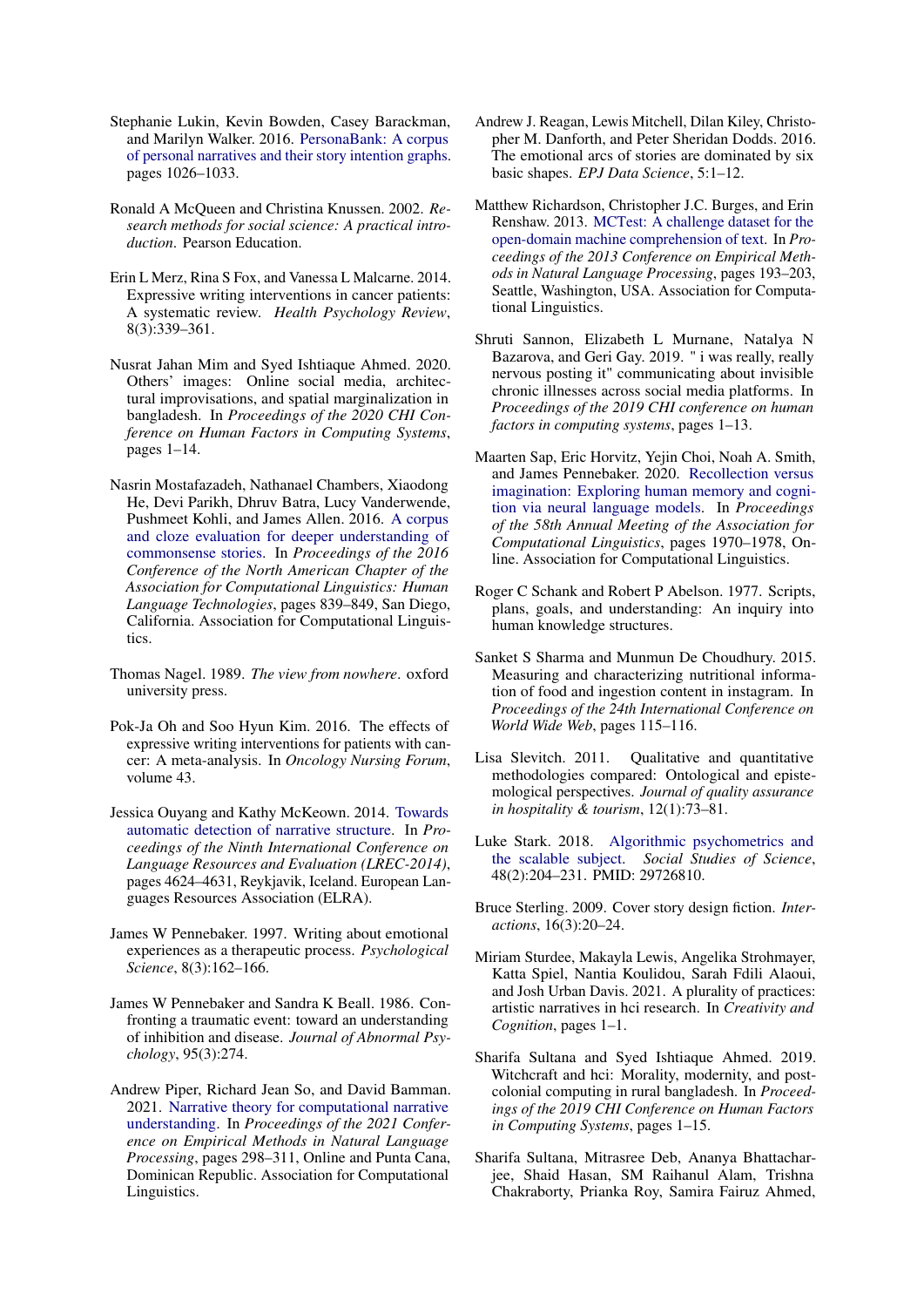Stephanie Lukin, Kevin Bowden, Casey Barackman, and Marilyn Walker. 2016. PersonaBank: A corpus of personal narratives and their story intention graphs. pages 1026–1033.

Ronald A McQueen and Christina Knussen. 2002. *Research methods for social science: A practical introduction*. Pearson Education.

Erin L Merz, Rina S Fox, and Vanessa L Malcarne. 2014. Expressive writing interventions in cancer patients: A systematic review. *Health Psychology Review*, 8(3):339–361.

Nusrat Jahan Mim and Syed Ishtiaque Ahmed. 2020. Others' images: Online social media, architectural improvisations, and spatial marginalization in bangladesh. In *Proceedings of the 2020 CHI Conference on Human Factors in Computing Systems*, pages 1–14.

Nasrin Mostafazadeh, Nathanael Chambers, Xiaodong He, Devi Parikh, Dhruv Batra, Lucy Vanderwende, Pushmeet Kohli, and James Allen. 2016. A corpus and cloze evaluation for deeper understanding of commonsense stories. In *Proceedings of the 2016 Conference of the North American Chapter of the Association for Computational Linguistics: Human Language Technologies*, pages 839–849, San Diego, California. Association for Computational Linguistics.

Thomas Nagel. 1989. *The view from nowhere*. oxford university press.

Pok-Ja Oh and Soo Hyun Kim. 2016. The effects of expressive writing interventions for patients with cancer: A meta-analysis. In *Oncology Nursing Forum*, volume 43.

Jessica Ouyang and Kathy McKeown. 2014. Towards automatic detection of narrative structure. In *Proceedings of the Ninth International Conference on Language Resources and Evaluation (LREC-2014)*, pages 4624–4631, Reykjavik, Iceland. European Languages Resources Association (ELRA).

James W Pennebaker. 1997. Writing about emotional experiences as a therapeutic process. *Psychological Science*, 8(3):162–166.

James W Pennebaker and Sandra K Beall. 1986. Confronting a traumatic event: toward an understanding of inhibition and disease. *Journal of Abnormal Psychology*, 95(3):274.

Andrew Piper, Richard Jean So, and David Bamman. 2021. Narrative theory for computational narrative understanding. In *Proceedings of the 2021 Conference on Empirical Methods in Natural Language Processing*, pages 298–311, Online and Punta Cana, Dominican Republic. Association for Computational Linguistics.

Andrew J. Reagan, Lewis Mitchell, Dilan Kiley, Christopher M. Danforth, and Peter Sheridan Dodds. 2016. The emotional arcs of stories are dominated by six basic shapes. *EPJ Data Science*, 5:1–12.

Matthew Richardson, Christopher J.C. Burges, and Erin Renshaw. 2013. MCTest: A challenge dataset for the open-domain machine comprehension of text. In *Proceedings of the 2013 Conference on Empirical Methods in Natural Language Processing*, pages 193–203, Seattle, Washington, USA. Association for Computational Linguistics.

Shruti Sannon, Elizabeth L Murnane, Natalya N Bazarova, and Geri Gay. 2019. " i was really, really nervous posting it" communicating about invisible chronic illnesses across social media platforms. In *Proceedings of the 2019 CHI conference on human factors in computing systems*, pages 1–13.

Maarten Sap, Eric Horvitz, Yejin Choi, Noah A. Smith, and James Pennebaker. 2020. Recollection versus imagination: Exploring human memory and cognition via neural language models. In *Proceedings of the 58th Annual Meeting of the Association for Computational Linguistics*, pages 1970–1978, Online. Association for Computational Linguistics.

Roger C Schank and Robert P Abelson. 1977. Scripts, plans, goals, and understanding: An inquiry into human knowledge structures.

Sanket S Sharma and Munmun De Choudhury. 2015. Measuring and characterizing nutritional information of food and ingestion content in instagram. In *Proceedings of the 24th International Conference on World Wide Web*, pages 115–116.

Lisa Slevitch. 2011. Qualitative and quantitative methodologies compared: Ontological and epistemological perspectives. *Journal of quality assurance in hospitality & tourism*, 12(1):73–81.

Luke Stark. 2018. Algorithmic psychometrics and the scalable subject. *Social Studies of Science*, 48(2):204–231. PMID: 29726810.

Bruce Sterling. 2009. Cover story design fiction. *Interactions*, 16(3):20–24.

Miriam Sturdee, Makayla Lewis, Angelika Strohmayer, Katta Spiel, Nantia Koulidou, Sarah Fdili Alaoui, and Josh Urban Davis. 2021. A plurality of practices: artistic narratives in hci research. In *Creativity and Cognition*, pages 1–1.

Sharifa Sultana and Syed Ishtiaque Ahmed. 2019. Witchcraft and hci: Morality, modernity, and postcolonial computing in rural bangladesh. In *Proceedings of the 2019 CHI Conference on Human Factors in Computing Systems*, pages 1–15.

Sharifa Sultana, Mitrasree Deb, Ananya Bhattacharjee, Shaid Hasan, SM Raihanul Alam, Trishna Chakraborty, Prianka Roy, Samira Fairuz Ahmed,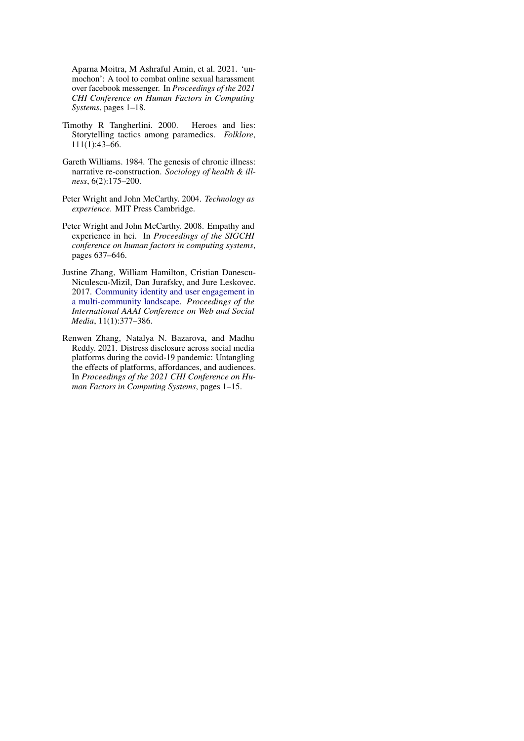Aparna Moitra, M Ashraful Amin, et al. 2021. 'unmochon': A tool to combat online sexual harassment over facebook messenger. In *Proceedings of the 2021 CHI Conference on Human Factors in Computing Systems*, pages 1–18.

Timothy R Tangherlini. 2000. Heroes and lies: Storytelling tactics among paramedics. *Folklore*, 111(1):43–66.

Gareth Williams. 1984. The genesis of chronic illness: narrative re-construction. *Sociology of health & illness*, 6(2):175–200.

Peter Wright and John McCarthy. 2004. *Technology as experience*. MIT Press Cambridge.

Peter Wright and John McCarthy. 2008. Empathy and experience in hci. In *Proceedings of the SIGCHI conference on human factors in computing systems*, pages 637–646.

Justine Zhang, William Hamilton, Cristian Danescu-Niculescu-Mizil, Dan Jurafsky, and Jure Leskovec. 2017. Community identity and user engagement in a multi-community landscape. *Proceedings of the International AAAI Conference on Web and Social Media*, 11(1):377–386.

Renwen Zhang, Natalya N. Bazarova, and Madhu Reddy. 2021. Distress disclosure across social media platforms during the covid-19 pandemic: Untangling the effects of platforms, affordances, and audiences. In *Proceedings of the 2021 CHI Conference on Human Factors in Computing Systems*, pages 1–15.